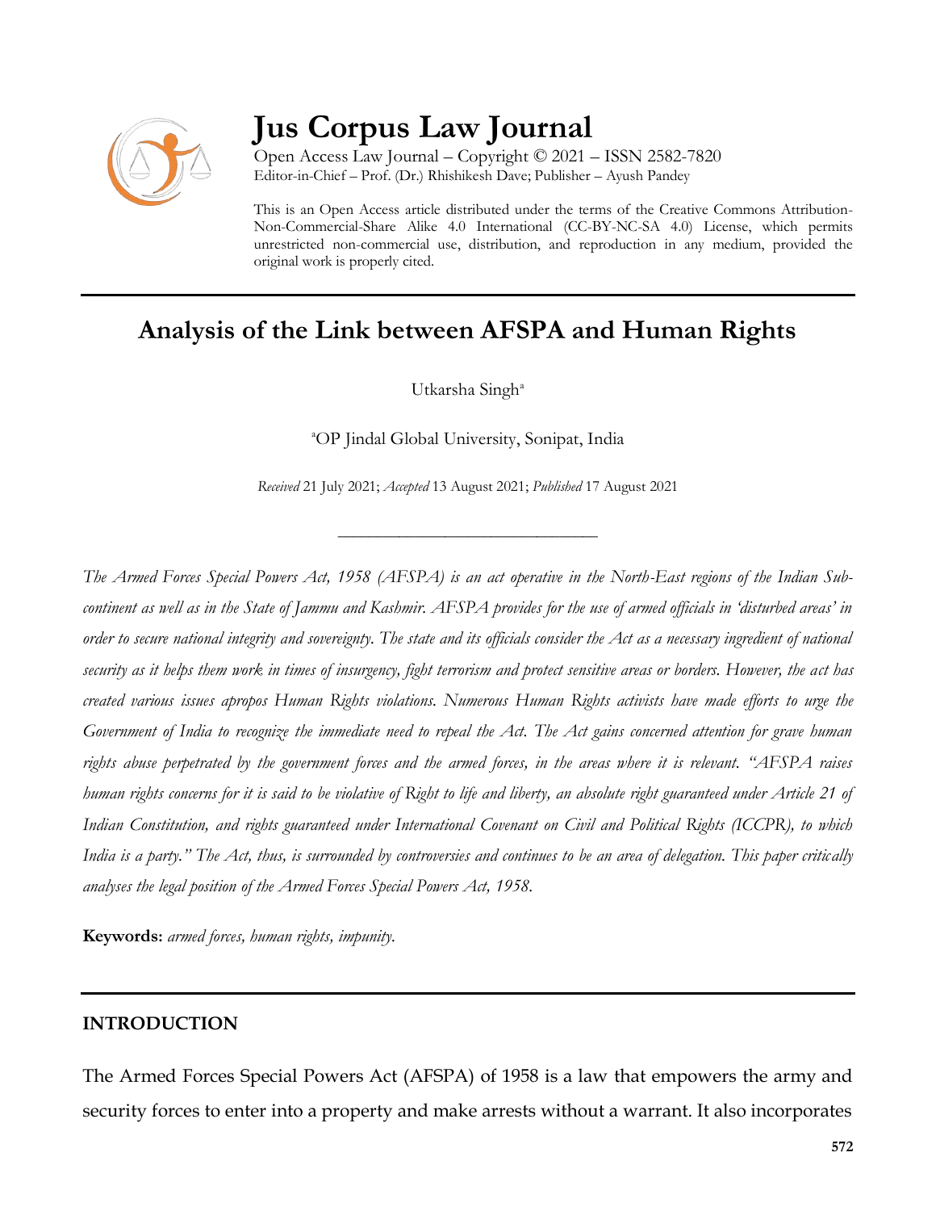# Jus Corpus Law Journal

Open Access Law Journal – Copyright © 2021 – ISSN 2582-7820
Editor-in-Chief – Prof. (Dr.) Rhishikesh Dave; Publisher – Ayush Pandey

This is an Open Access article distributed under the terms of the Creative Commons Attribution-Non-Commercial-Share Alike 4.0 International (CC-BY-NC-SA 4.0) License, which permits unrestricted non-commercial use, distribution, and reproduction in any medium, provided the original work is properly cited.

## Analysis of the Link between AFSPA and Human Rights

Utkarsha Singh[a]

[a]OP Jindal Global University, Sonipat, India

*Received* 21 July 2021; *Accepted* 13 August 2021; *Published* 17 August 2021

---

*The Armed Forces Special Powers Act, 1958 (AFSPA) is an act operative in the North-East regions of the Indian Sub-continent as well as in the State of Jammu and Kashmir. AFSPA provides for the use of armed officials in 'disturbed areas' in order to secure national integrity and sovereignty. The state and its officials consider the Act as a necessary ingredient of national security as it helps them work in times of insurgency, fight terrorism and protect sensitive areas or borders. However, the act has created various issues apropos Human Rights violations. Numerous Human Rights activists have made efforts to urge the Government of India to recognize the immediate need to repeal the Act. The Act gains concerned attention for grave human rights abuse perpetrated by the government forces and the armed forces, in the areas where it is relevant. "AFSPA raises human rights concerns for it is said to be violative of Right to life and liberty, an absolute right guaranteed under Article 21 of Indian Constitution, and rights guaranteed under International Covenant on Civil and Political Rights (ICCPR), to which India is a party." The Act, thus, is surrounded by controversies and continues to be an area of delegation. This paper critically analyses the legal position of the Armed Forces Special Powers Act, 1958.*

**Keywords:** *armed forces, human rights, impunity.*

---

## INTRODUCTION

The Armed Forces Special Powers Act (AFSPA) of 1958 is a law that empowers the army and security forces to enter into a property and make arrests without a warrant. It also incorporates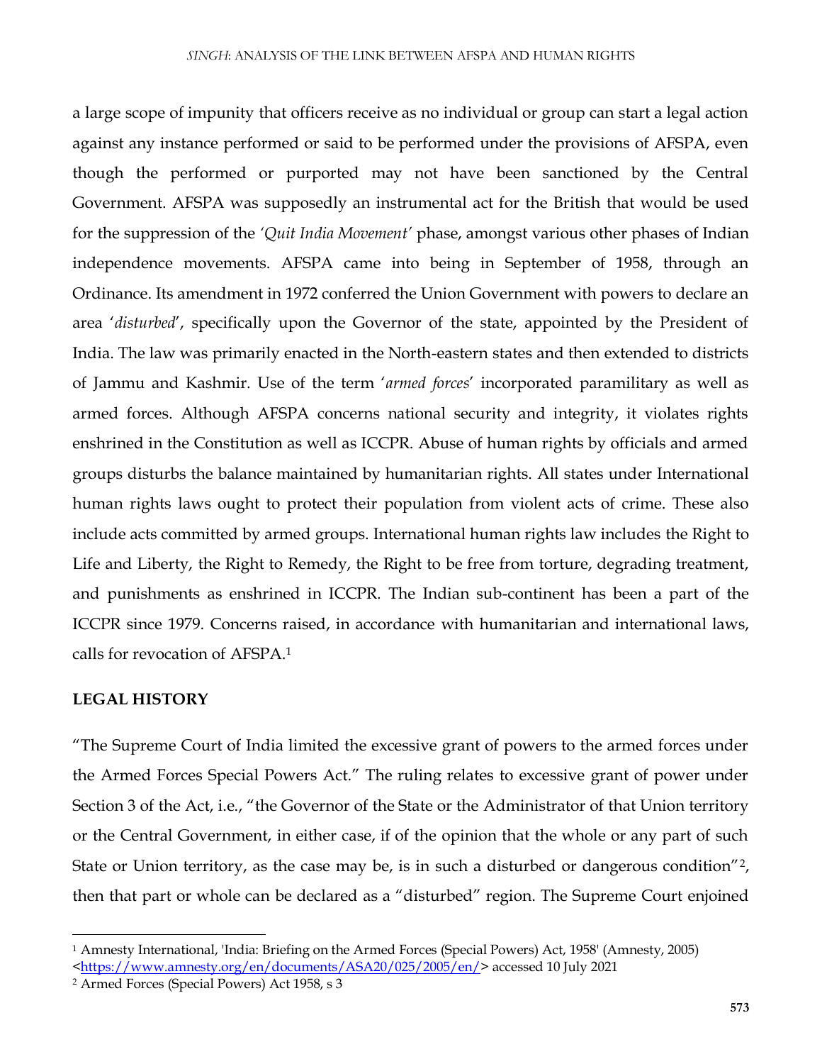a large scope of impunity that officers receive as no individual or group can start a legal action against any instance performed or said to be performed under the provisions of AFSPA, even though the performed or purported may not have been sanctioned by the Central Government. AFSPA was supposedly an instrumental act for the British that would be used for the suppression of the *'Quit India Movement'* phase, amongst various other phases of Indian independence movements. AFSPA came into being in September of 1958, through an Ordinance. Its amendment in 1972 conferred the Union Government with powers to declare an area '*disturbed*', specifically upon the Governor of the state, appointed by the President of India. The law was primarily enacted in the North-eastern states and then extended to districts of Jammu and Kashmir. Use of the term '*armed forces*' incorporated paramilitary as well as armed forces. Although AFSPA concerns national security and integrity, it violates rights enshrined in the Constitution as well as ICCPR. Abuse of human rights by officials and armed groups disturbs the balance maintained by humanitarian rights. All states under International human rights laws ought to protect their population from violent acts of crime. These also include acts committed by armed groups. International human rights law includes the Right to Life and Liberty, the Right to Remedy, the Right to be free from torture, degrading treatment, and punishments as enshrined in ICCPR. The Indian sub-continent has been a part of the ICCPR since 1979. Concerns raised, in accordance with humanitarian and international laws, calls for revocation of AFSPA.[1]

## LEGAL HISTORY

"The Supreme Court of India limited the excessive grant of powers to the armed forces under the Armed Forces Special Powers Act." The ruling relates to excessive grant of power under Section 3 of the Act, i.e., "the Governor of the State or the Administrator of that Union territory or the Central Government, in either case, if of the opinion that the whole or any part of such State or Union territory, as the case may be, is in such a disturbed or dangerous condition"[2], then that part or whole can be declared as a "disturbed" region. The Supreme Court enjoined

[1] Amnesty International, 'India: Briefing on the Armed Forces (Special Powers) Act, 1958' (Amnesty, 2005) <https://www.amnesty.org/en/documents/ASA20/025/2005/en/> accessed 10 July 2021

[2] Armed Forces (Special Powers) Act 1958, s 3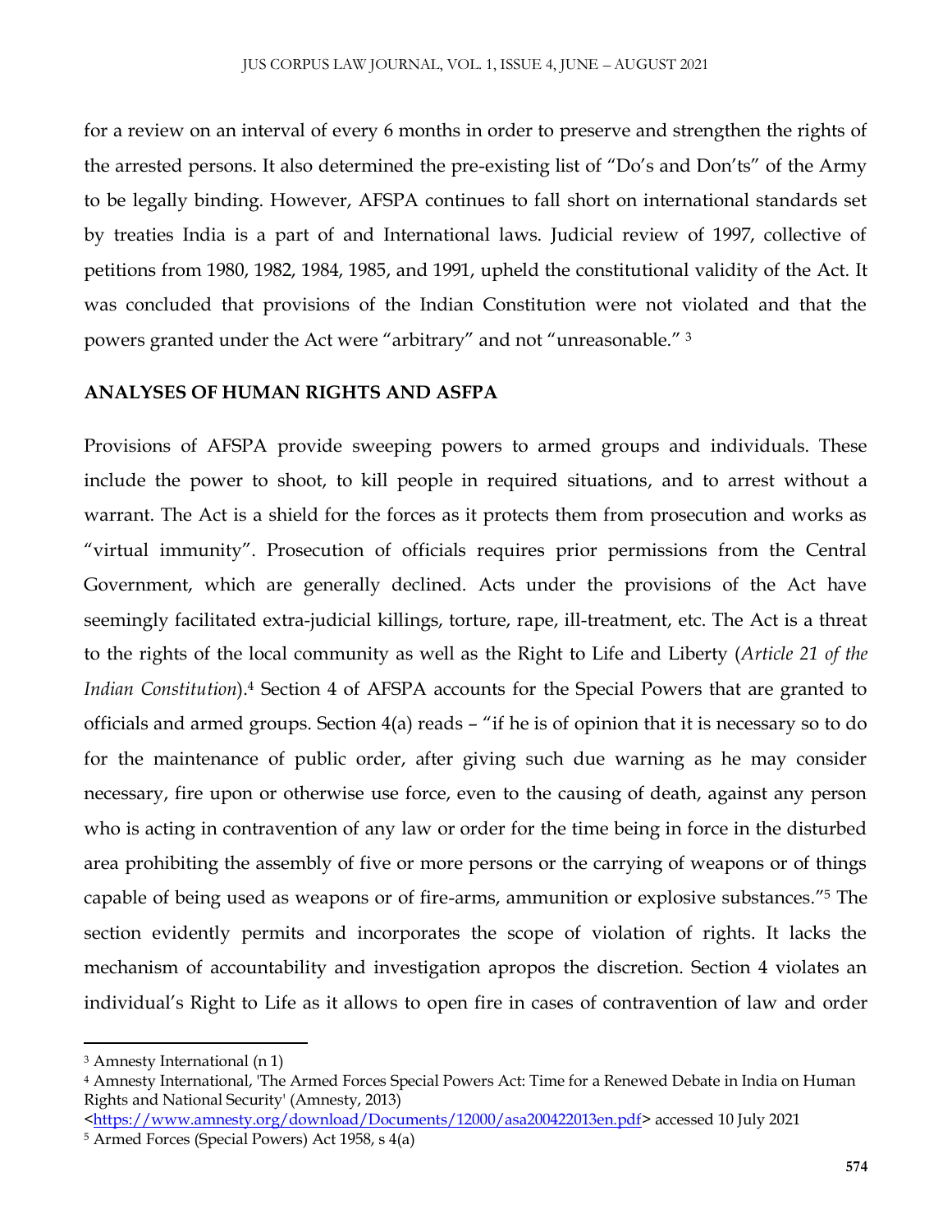for a review on an interval of every 6 months in order to preserve and strengthen the rights of the arrested persons. It also determined the pre-existing list of "Do's and Don'ts" of the Army to be legally binding. However, AFSPA continues to fall short on international standards set by treaties India is a part of and International laws. Judicial review of 1997, collective of petitions from 1980, 1982, 1984, 1985, and 1991, upheld the constitutional validity of the Act. It was concluded that provisions of the Indian Constitution were not violated and that the powers granted under the Act were "arbitrary" and not "unreasonable." [3]

## ANALYSES OF HUMAN RIGHTS AND ASFPA

Provisions of AFSPA provide sweeping powers to armed groups and individuals. These include the power to shoot, to kill people in required situations, and to arrest without a warrant. The Act is a shield for the forces as it protects them from prosecution and works as "virtual immunity". Prosecution of officials requires prior permissions from the Central Government, which are generally declined. Acts under the provisions of the Act have seemingly facilitated extra-judicial killings, torture, rape, ill-treatment, etc. The Act is a threat to the rights of the local community as well as the Right to Life and Liberty (*Article 21 of the Indian Constitution*).[4] Section 4 of AFSPA accounts for the Special Powers that are granted to officials and armed groups. Section 4(a) reads – "if he is of opinion that it is necessary so to do for the maintenance of public order, after giving such due warning as he may consider necessary, fire upon or otherwise use force, even to the causing of death, against any person who is acting in contravention of any law or order for the time being in force in the disturbed area prohibiting the assembly of five or more persons or the carrying of weapons or of things capable of being used as weapons or of fire-arms, ammunition or explosive substances."[5] The section evidently permits and incorporates the scope of violation of rights. It lacks the mechanism of accountability and investigation apropos the discretion. Section 4 violates an individual's Right to Life as it allows to open fire in cases of contravention of law and order

---

[3] Amnesty International (n 1)

[4] Amnesty International, 'The Armed Forces Special Powers Act: Time for a Renewed Debate in India on Human Rights and National Security' (Amnesty, 2013) <https://www.amnesty.org/download/Documents/12000/asa200422013en.pdf> accessed 10 July 2021

[5] Armed Forces (Special Powers) Act 1958, s 4(a)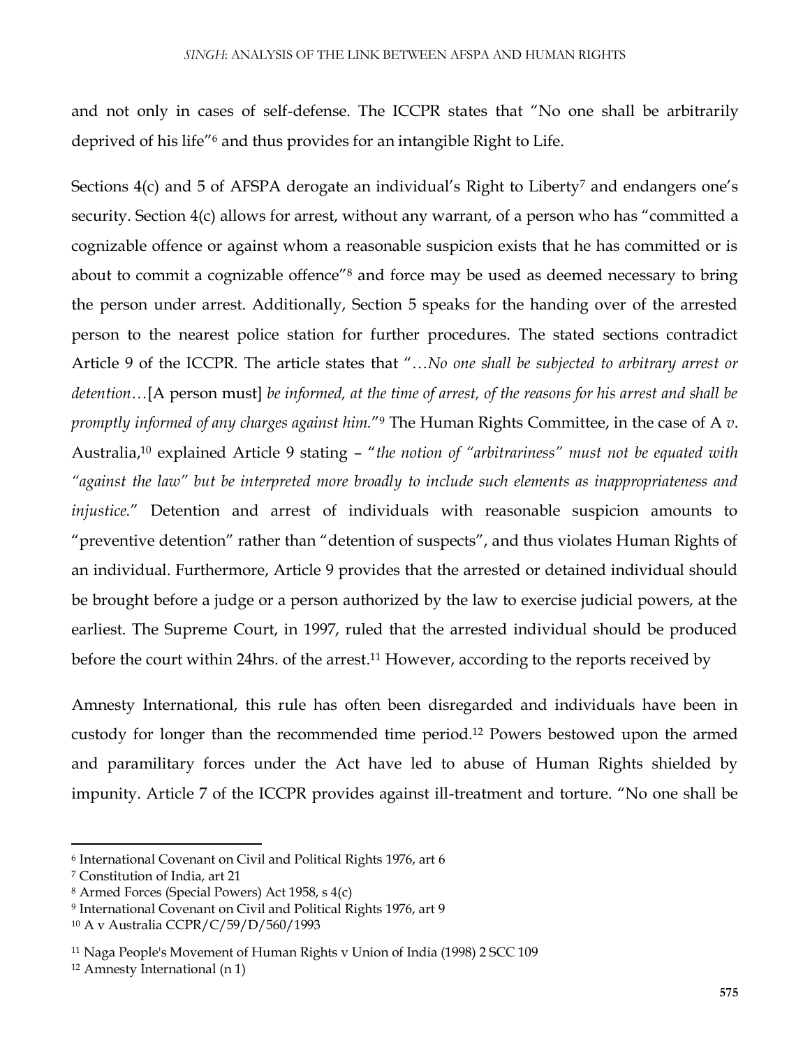and not only in cases of self-defense. The ICCPR states that "No one shall be arbitrarily deprived of his life"[6] and thus provides for an intangible Right to Life.

Sections 4(c) and 5 of AFSPA derogate an individual's Right to Liberty[7] and endangers one's security. Section 4(c) allows for arrest, without any warrant, of a person who has "committed a cognizable offence or against whom a reasonable suspicion exists that he has committed or is about to commit a cognizable offence"[8] and force may be used as deemed necessary to bring the person under arrest. Additionally, Section 5 speaks for the handing over of the arrested person to the nearest police station for further procedures. The stated sections contradict Article 9 of the ICCPR. The article states that "…*No one shall be subjected to arbitrary arrest or detention…*[A person must] *be informed, at the time of arrest, of the reasons for his arrest and shall be promptly informed of any charges against him.*"[9] The Human Rights Committee, in the case of A *v*. Australia,[10] explained Article 9 stating – "*the notion of "arbitrariness" must not be equated with "against the law" but be interpreted more broadly to include such elements as inappropriateness and injustice.*" Detention and arrest of individuals with reasonable suspicion amounts to "preventive detention" rather than "detention of suspects", and thus violates Human Rights of an individual. Furthermore, Article 9 provides that the arrested or detained individual should be brought before a judge or a person authorized by the law to exercise judicial powers, at the earliest. The Supreme Court, in 1997, ruled that the arrested individual should be produced before the court within 24hrs. of the arrest.[11] However, according to the reports received by Amnesty International, this rule has often been disregarded and individuals have been in custody for longer than the recommended time period.[12] Powers bestowed upon the armed and paramilitary forces under the Act have led to abuse of Human Rights shielded by impunity. Article 7 of the ICCPR provides against ill-treatment and torture. "No one shall be

---

[6] International Covenant on Civil and Political Rights 1976, art 6

[7] Constitution of India, art 21

[8] Armed Forces (Special Powers) Act 1958, s 4(c)

[9] International Covenant on Civil and Political Rights 1976, art 9

[10] A v Australia CCPR/C/59/D/560/1993

[11] Naga People's Movement of Human Rights v Union of India (1998) 2 SCC 109

[12] Amnesty International (n 1)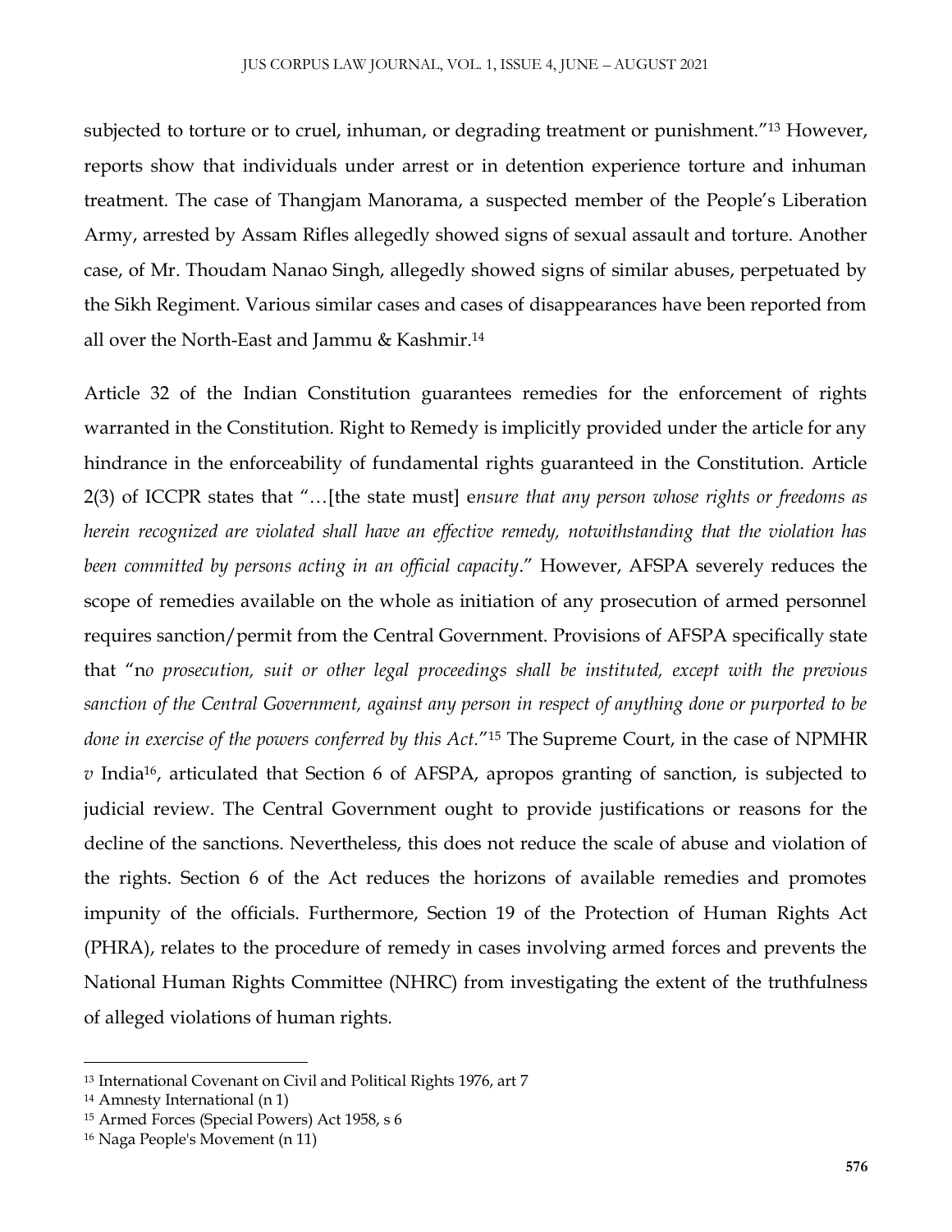subjected to torture or to cruel, inhuman, or degrading treatment or punishment."[13] However, reports show that individuals under arrest or in detention experience torture and inhuman treatment. The case of Thangjam Manorama, a suspected member of the People's Liberation Army, arrested by Assam Rifles allegedly showed signs of sexual assault and torture. Another case, of Mr. Thoudam Nanao Singh, allegedly showed signs of similar abuses, perpetuated by the Sikh Regiment. Various similar cases and cases of disappearances have been reported from all over the North-East and Jammu & Kashmir.[14]

Article 32 of the Indian Constitution guarantees remedies for the enforcement of rights warranted in the Constitution. Right to Remedy is implicitly provided under the article for any hindrance in the enforceability of fundamental rights guaranteed in the Constitution. Article 2(3) of ICCPR states that "…[the state must] e*nsure that any person whose rights or freedoms as herein recognized are violated shall have an effective remedy, notwithstanding that the violation has been committed by persons acting in an official capacity*." However, AFSPA severely reduces the scope of remedies available on the whole as initiation of any prosecution of armed personnel requires sanction/permit from the Central Government. Provisions of AFSPA specifically state that "n*o prosecution, suit or other legal proceedings shall be instituted, except with the previous sanction of the Central Government, against any person in respect of anything done or purported to be done in exercise of the powers conferred by this Act.*"[15] The Supreme Court, in the case of NPMHR *v* India[16], articulated that Section 6 of AFSPA, apropos granting of sanction, is subjected to judicial review. The Central Government ought to provide justifications or reasons for the decline of the sanctions. Nevertheless, this does not reduce the scale of abuse and violation of the rights. Section 6 of the Act reduces the horizons of available remedies and promotes impunity of the officials. Furthermore, Section 19 of the Protection of Human Rights Act (PHRA), relates to the procedure of remedy in cases involving armed forces and prevents the National Human Rights Committee (NHRC) from investigating the extent of the truthfulness of alleged violations of human rights.

---

[13] International Covenant on Civil and Political Rights 1976, art 7

[14] Amnesty International (n 1)

[15] Armed Forces (Special Powers) Act 1958, s 6

[16] Naga People's Movement (n 11)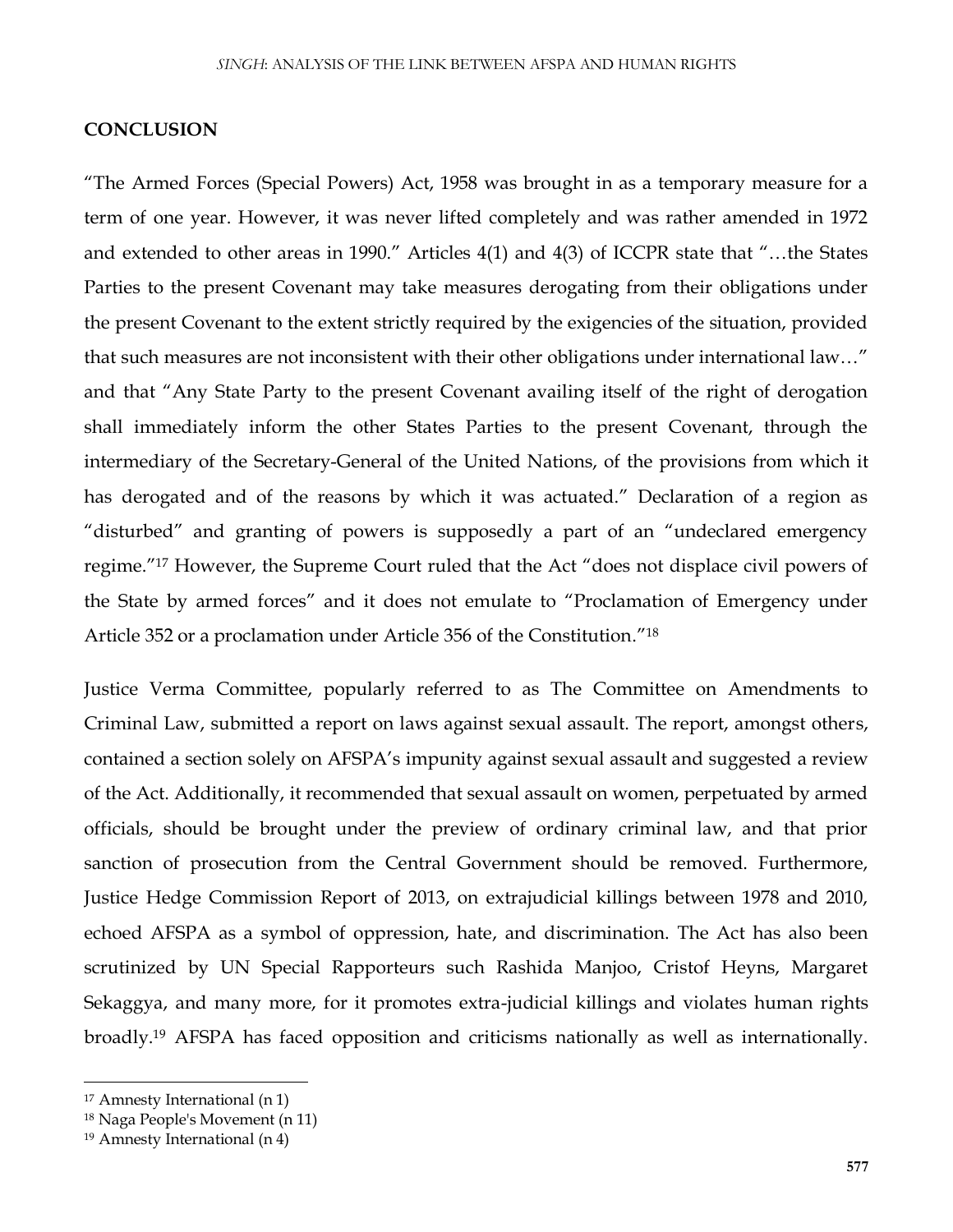## CONCLUSION

"The Armed Forces (Special Powers) Act, 1958 was brought in as a temporary measure for a term of one year. However, it was never lifted completely and was rather amended in 1972 and extended to other areas in 1990." Articles 4(1) and 4(3) of ICCPR state that "…the States Parties to the present Covenant may take measures derogating from their obligations under the present Covenant to the extent strictly required by the exigencies of the situation, provided that such measures are not inconsistent with their other obligations under international law…" and that "Any State Party to the present Covenant availing itself of the right of derogation shall immediately inform the other States Parties to the present Covenant, through the intermediary of the Secretary-General of the United Nations, of the provisions from which it has derogated and of the reasons by which it was actuated." Declaration of a region as "disturbed" and granting of powers is supposedly a part of an "undeclared emergency regime."[17] However, the Supreme Court ruled that the Act "does not displace civil powers of the State by armed forces" and it does not emulate to "Proclamation of Emergency under Article 352 or a proclamation under Article 356 of the Constitution."[18]

Justice Verma Committee, popularly referred to as The Committee on Amendments to Criminal Law, submitted a report on laws against sexual assault. The report, amongst others, contained a section solely on AFSPA's impunity against sexual assault and suggested a review of the Act. Additionally, it recommended that sexual assault on women, perpetuated by armed officials, should be brought under the preview of ordinary criminal law, and that prior sanction of prosecution from the Central Government should be removed. Furthermore, Justice Hedge Commission Report of 2013, on extrajudicial killings between 1978 and 2010, echoed AFSPA as a symbol of oppression, hate, and discrimination. The Act has also been scrutinized by UN Special Rapporteurs such Rashida Manjoo, Cristof Heyns, Margaret Sekaggya, and many more, for it promotes extra-judicial killings and violates human rights broadly.[19] AFSPA has faced opposition and criticisms nationally as well as internationally.

---

[17] Amnesty International (n 1)

[18] Naga People's Movement (n 11)

[19] Amnesty International (n 4)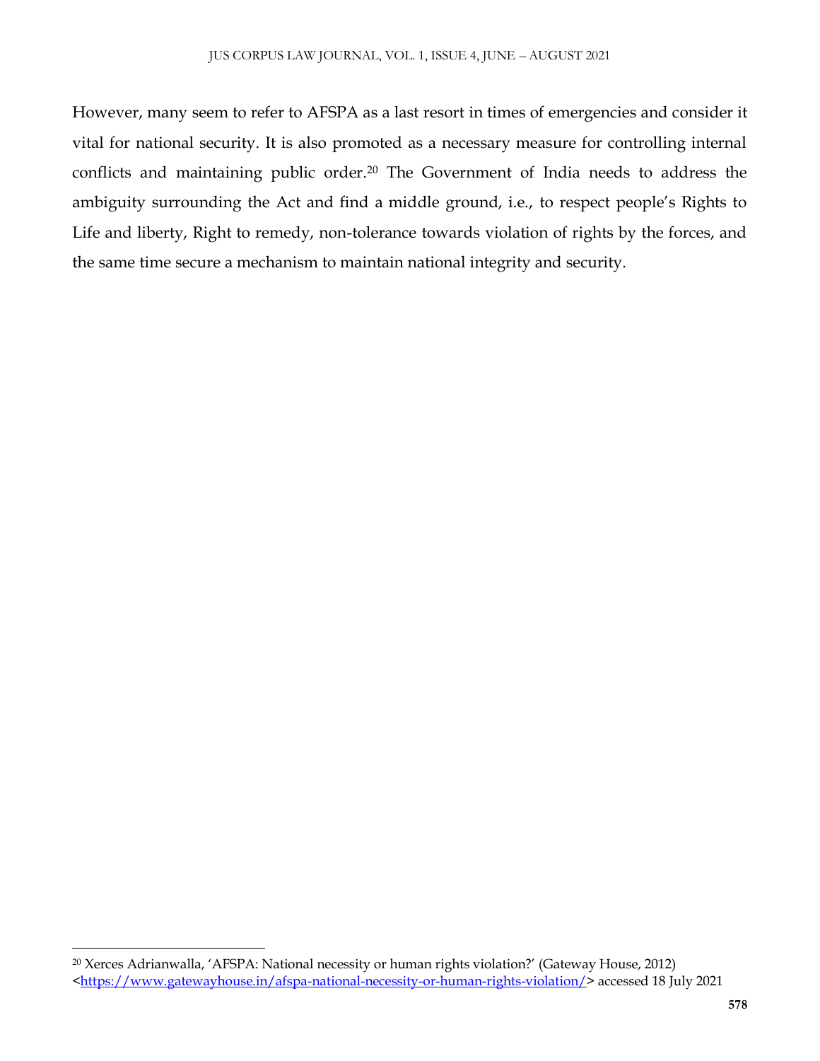However, many seem to refer to AFSPA as a last resort in times of emergencies and consider it vital for national security. It is also promoted as a necessary measure for controlling internal conflicts and maintaining public order.[20] The Government of India needs to address the ambiguity surrounding the Act and find a middle ground, i.e., to respect people's Rights to Life and liberty, Right to remedy, non-tolerance towards violation of rights by the forces, and the same time secure a mechanism to maintain national integrity and security.

---

[20] Xerces Adrianwalla, 'AFSPA: National necessity or human rights violation?' (Gateway House, 2012) <https://www.gatewayhouse.in/afspa-national-necessity-or-human-rights-violation/> accessed 18 July 2021